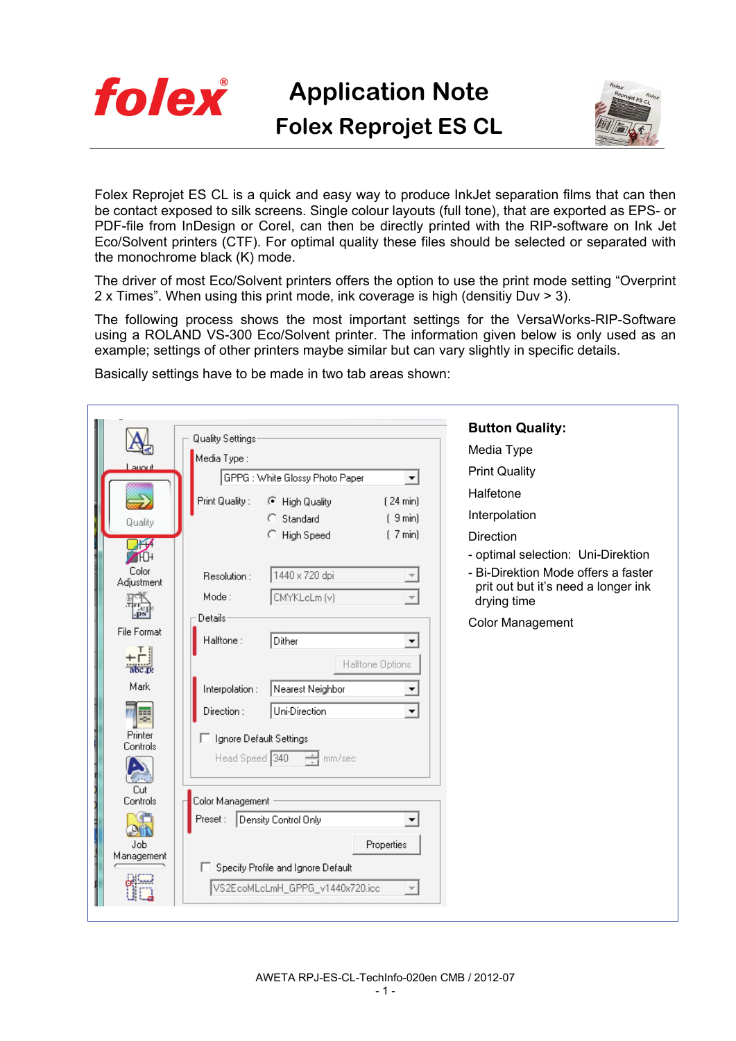# Application Note
## Folex Reprojet ES CL

Folex Reprojet ES CL is a quick and easy way to produce InkJet separation films that can then be contact exposed to silk screens. Single colour layouts (full tone), that are exported as EPS- or PDF-file from InDesign or Corel, can then be directly printed with the RIP-software on Ink Jet Eco/Solvent printers (CTF). For optimal quality these files should be selected or separated with the monochrome black (K) mode.

The driver of most Eco/Solvent printers offers the option to use the print mode setting “Overprint 2 x Times”. When using this print mode, ink coverage is high (densitiy Duv > 3).

The following process shows the most important settings for the VersaWorks-RIP-Software using a ROLAND VS-300 Eco/Solvent printer. The information given below is only used as an example; settings of other printers maybe similar but can vary slightly in specific details.

Basically settings have to be made in two tab areas shown:

**Button Quality:**

Media Type

Print Quality

Halftone

Interpolation

Direction

- optimal selection: Uni-Direktion
- Bi-Direktion Mode offers a faster prit out but it’s need a longer ink drying time

Color Management

AWETA RPJ-ES-CL-TechInfo-020en CMB / 2012-07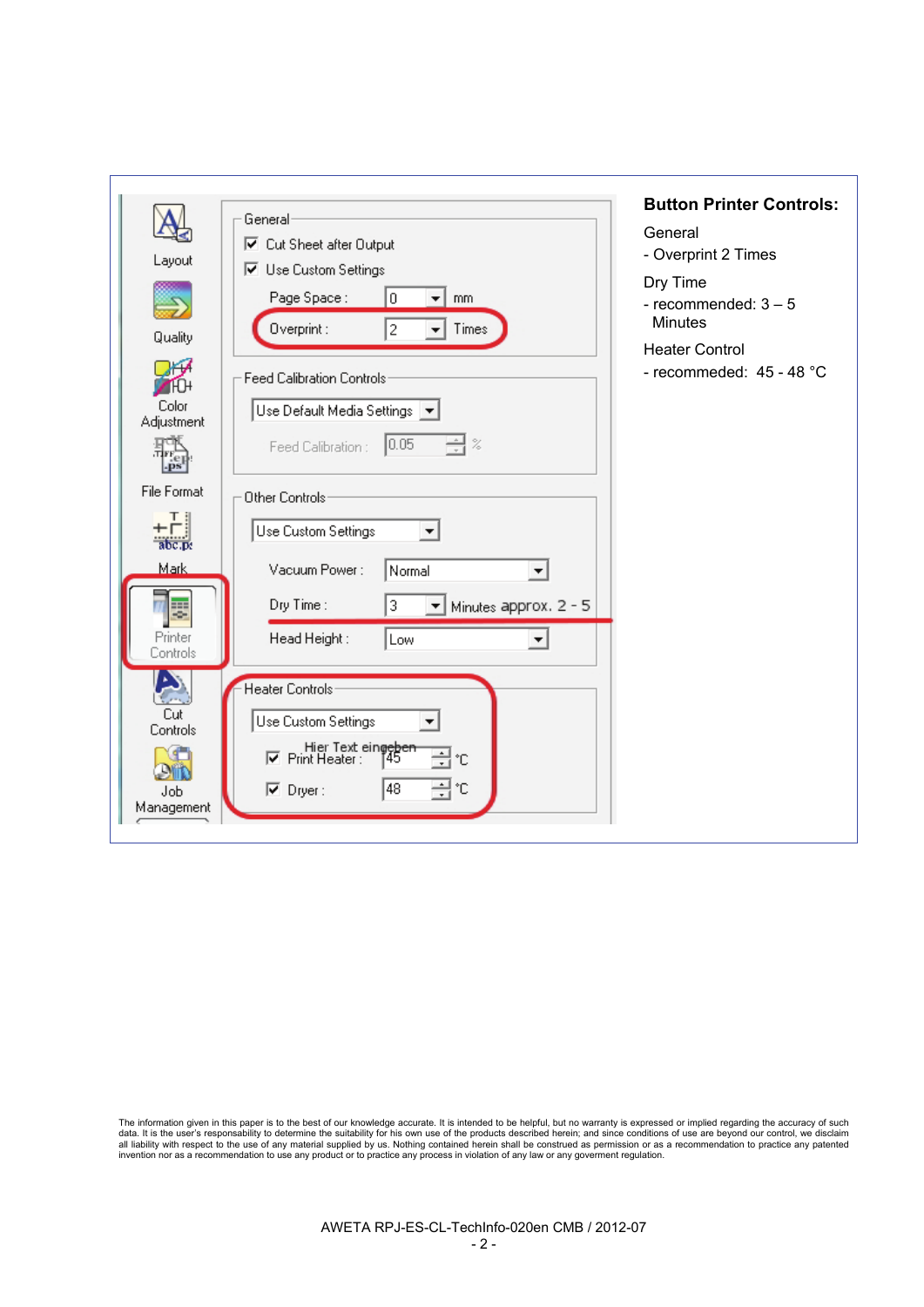General

Cut Sheet after Output

Use Custom Settings

Page Space : 0 mm

Overprint : 2 Times

Feed Calibration Controls

Use Default Media Settings

Feed Calibration : 0.05 %

Other Controls

Use Custom Settings

Vacuum Power : Normal

Dry Time : 3 Minutes approx. 2 - 5

Head Height : Low

Heater Controls

Use Custom Settings

Hier Text eingeben

Print Heater : 45 °C

Dryer : 48 °C

Layout

Quality

Color Adjustment

File Format

Mark

Printer Controls

Cut Controls

Job Management

## Button Printer Controls:

General

- Overprint 2 Times

Dry Time

- recommended: 3 – 5 Minutes

Heater Control

- recommended: 45 - 48 °C

The information given in this paper is to the best of our knowledge accurate. It is intended to be helpful, but no warranty is expressed or implied regarding the accuracy of such data. It is the user's responsability to determine the suitability for his own use of the products described herein; and since conditions of use are beyond our control, we disclaim all liability with respect to the use of any material supplied by us. Nothing contained herein shall be construed as permission or as a recommendation to practice any patented invention nor as a recommendation to use any product or to practice any process in violation of any law or any goverment regulation.

AWETA RPJ-ES-CL-TechInfo-020en CMB / 2012-07